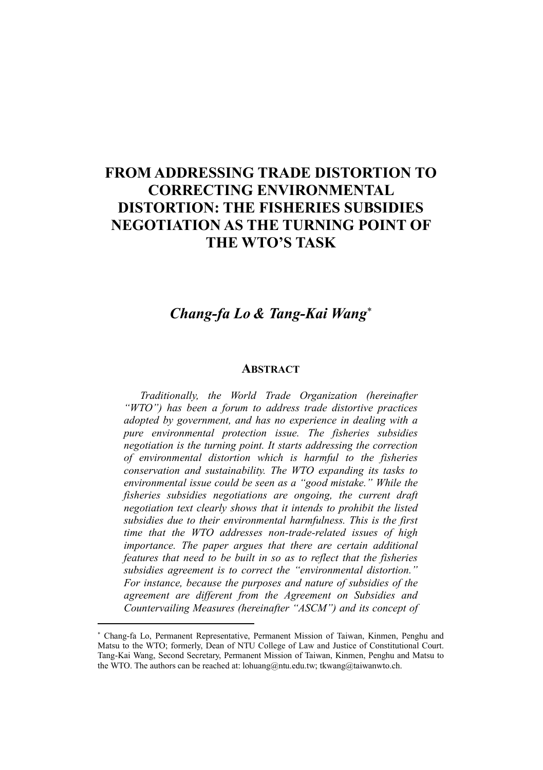# FROM ADDRESSING TRADE DISTORTION TO CORRECTING ENVIRONMENTAL DISTORTION: THE FISHERIES SUBSIDIES NEGOTIATION AS THE TURNING POINT OF THE WTO'S TASK

## *Chang-fa Lo & Tang-Kai Wang*[*]

### ABSTRACT

*Traditionally, the World Trade Organization (hereinafter "WTO") has been a forum to address trade distortive practices adopted by government, and has no experience in dealing with a pure environmental protection issue. The fisheries subsidies negotiation is the turning point. It starts addressing the correction of environmental distortion which is harmful to the fisheries conservation and sustainability. The WTO expanding its tasks to environmental issue could be seen as a "good mistake." While the fisheries subsidies negotiations are ongoing, the current draft negotiation text clearly shows that it intends to prohibit the listed subsidies due to their environmental harmfulness. This is the first time that the WTO addresses non-trade-related issues of high importance. The paper argues that there are certain additional features that need to be built in so as to reflect that the fisheries subsidies agreement is to correct the "environmental distortion." For instance, because the purposes and nature of subsidies of the agreement are different from the Agreement on Subsidies and Countervailing Measures (hereinafter "ASCM") and its concept of*

---

[*] Chang-fa Lo, Permanent Representative, Permanent Mission of Taiwan, Kinmen, Penghu and Matsu to the WTO; formerly, Dean of NTU College of Law and Justice of Constitutional Court. Tang-Kai Wang, Second Secretary, Permanent Mission of Taiwan, Kinmen, Penghu and Matsu to the WTO. The authors can be reached at: lohuang@ntu.edu.tw; tkwang@taiwanwto.ch.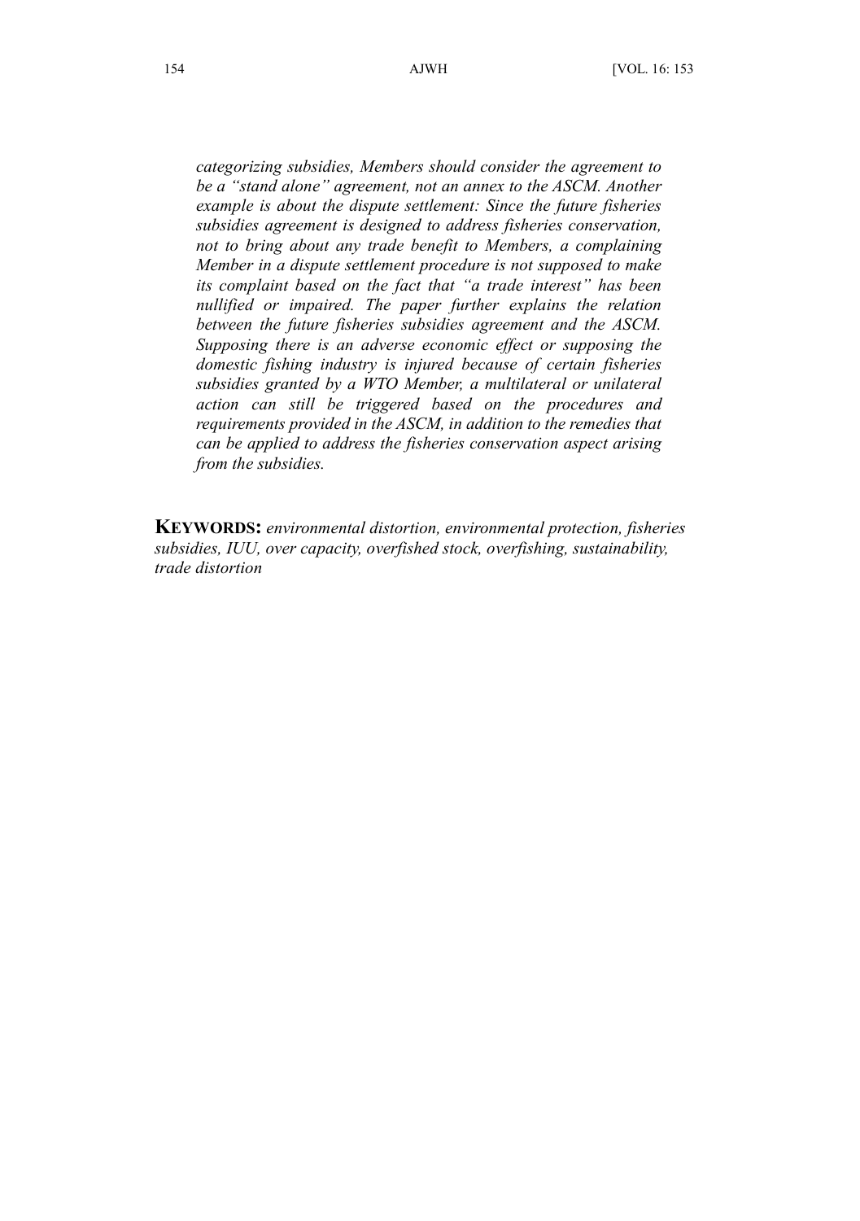*categorizing subsidies, Members should consider the agreement to be a "stand alone" agreement, not an annex to the ASCM. Another example is about the dispute settlement: Since the future fisheries subsidies agreement is designed to address fisheries conservation, not to bring about any trade benefit to Members, a complaining Member in a dispute settlement procedure is not supposed to make its complaint based on the fact that "a trade interest" has been nullified or impaired. The paper further explains the relation between the future fisheries subsidies agreement and the ASCM. Supposing there is an adverse economic effect or supposing the domestic fishing industry is injured because of certain fisheries subsidies granted by a WTO Member, a multilateral or unilateral action can still be triggered based on the procedures and requirements provided in the ASCM, in addition to the remedies that can be applied to address the fisheries conservation aspect arising from the subsidies.*

**KEYWORDS:** *environmental distortion, environmental protection, fisheries subsidies, IUU, over capacity, overfished stock, overfishing, sustainability, trade distortion*